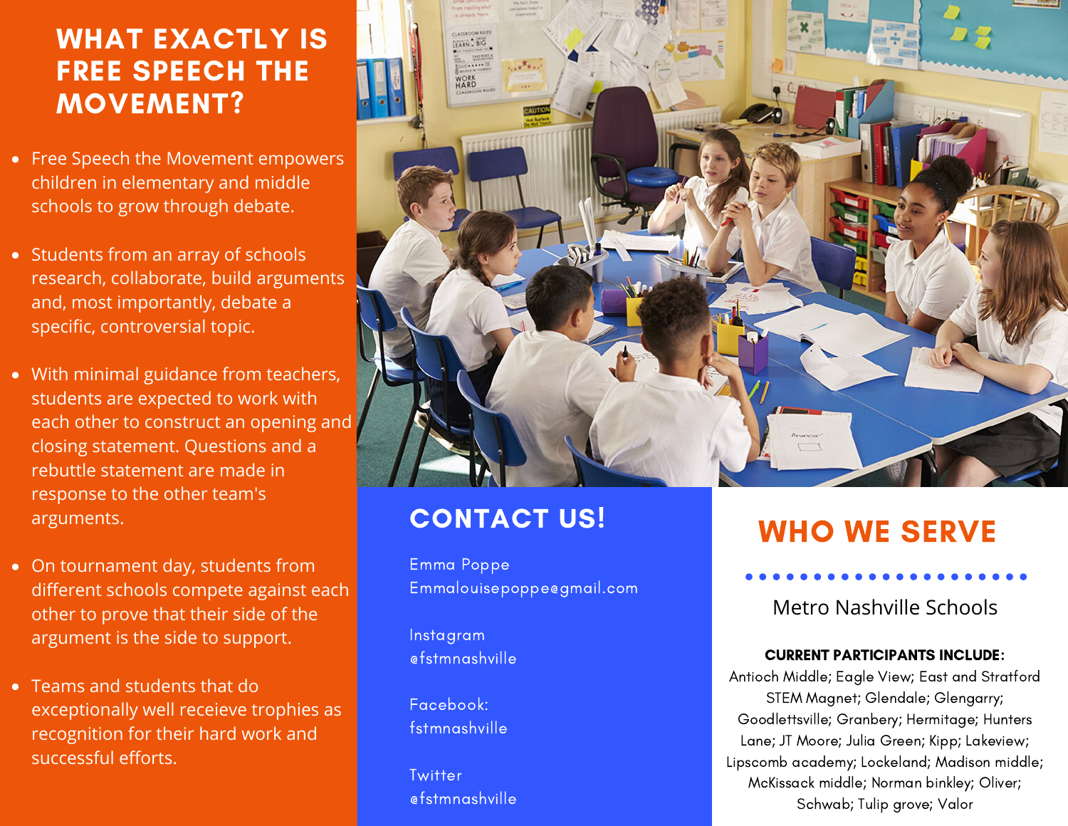# WHAT EXACTLY IS FREE SPEECH THE MOVEMENT?

- Free Speech the Movement empowers children in elementary and middle schools to grow through debate.
- Students from an array of schools research, collaborate, build arguments and, most importantly, debate a specific, controversial topic.
- With minimal guidance from teachers, students are expected to work with each other to construct an opening and closing statement. Questions and a rebuttle statement are made in response to the other team's arguments.
- On tournament day, students from different schools compete against each other to prove that their side of the argument is the side to support.
- Teams and students that do exceptionally well receieve trophies as recognition for their hard work and successful efforts.

## CONTACT US!

Emma Poppe
Emmalouisepoppe@gmail.com

Instagram
@fstmnashville

Facebook:
fstmnashville

Twitter
@fstmnashville

## WHO WE SERVE

Metro Nashville Schools

**CURRENT PARTICIPANTS INCLUDE:**
Antioch Middle; Eagle View; East and Stratford STEM Magnet; Glendale; Glengarry; Goodlettsville; Granbery; Hermitage; Hunters Lane; JT Moore; Julia Green; Kipp; Lakeview; Lipscomb academy; Lockeland; Madison middle; McKissack middle; Norman binkley; Oliver; Schwab; Tulip grove; Valor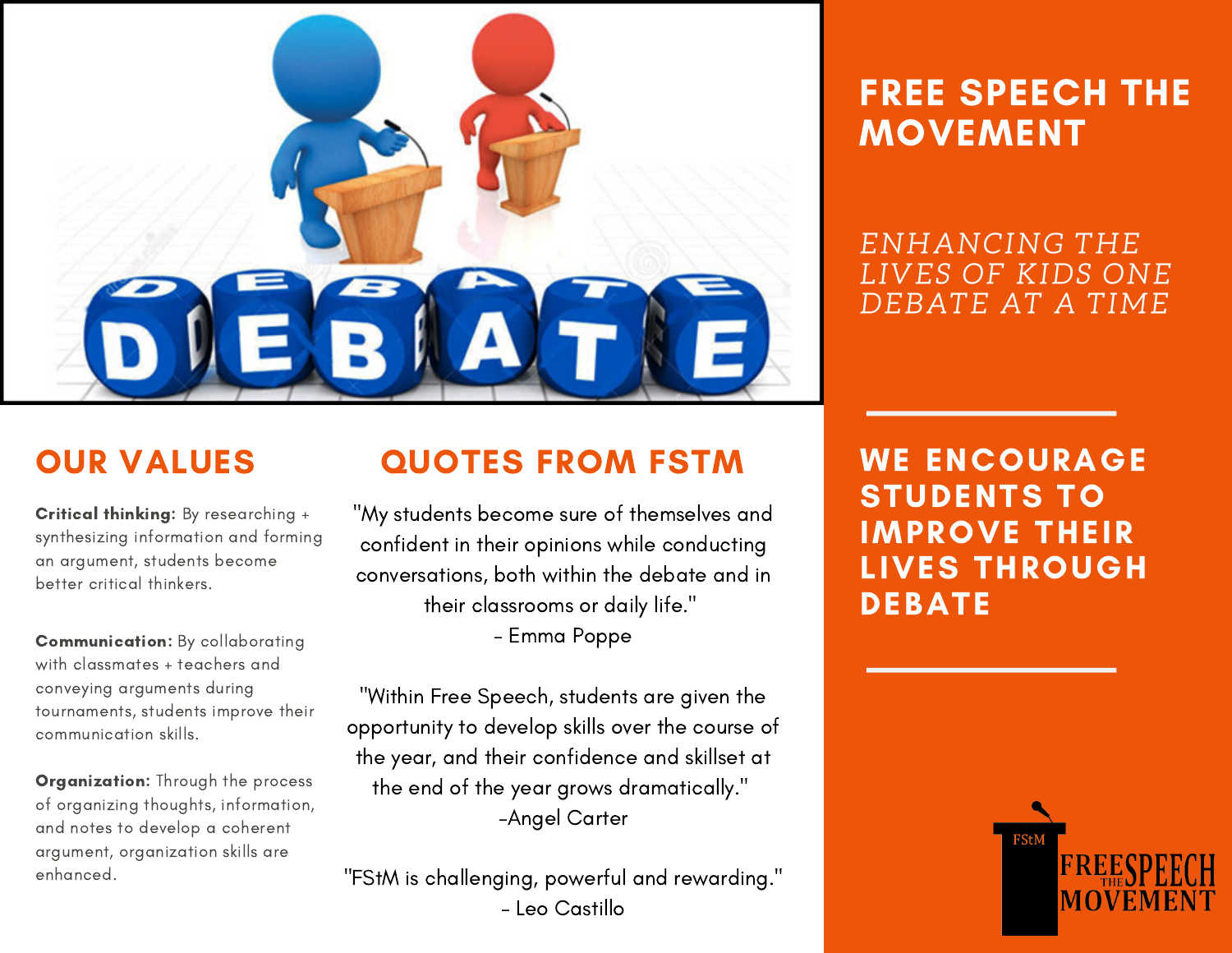# FREE SPEECH THE MOVEMENT

*ENHANCING THE LIVES OF KIDS ONE DEBATE AT A TIME*

## WE ENCOURAGE STUDENTS TO IMPROVE THEIR LIVES THROUGH DEBATE

## OUR VALUES

**Critical thinking:** By researching + synthesizing information and forming an argument, students become better critical thinkers.

**Communication:** By collaborating with classmates + teachers and conveying arguments during tournaments, students improve their communication skills.

**Organization:** Through the process of organizing thoughts, information, and notes to develop a coherent argument, organization skills are enhanced.

## QUOTES FROM FSTM

"My students become sure of themselves and confident in their opinions while conducting conversations, both within the debate and in their classrooms or daily life."
- Emma Poppe

"Within Free Speech, students are given the opportunity to develop skills over the course of the year, and their confidence and skillset at the end of the year grows dramatically."
-Angel Carter

"FStM is challenging, powerful and rewarding."
- Leo Castillo

FStM
FREE THE SPEECH MOVEMENT